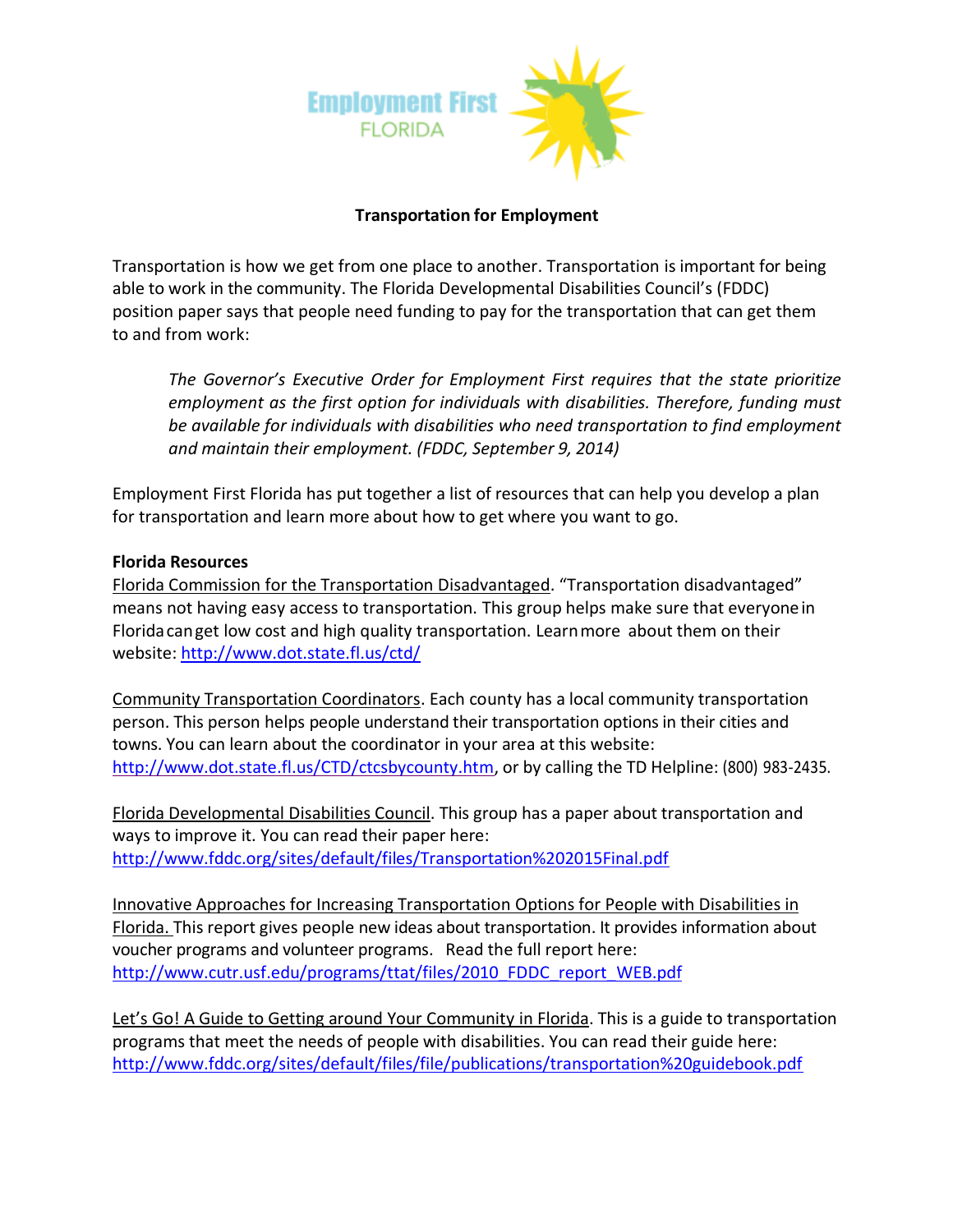Employment First FLORIDA

# Transportation for Employment

Transportation is how we get from one place to another. Transportation is important for being able to work in the community. The Florida Developmental Disabilities Council's (FDDC) position paper says that people need funding to pay for the transportation that can get them to and from work:

> *The Governor's Executive Order for Employment First requires that the state prioritize employment as the first option for individuals with disabilities. Therefore, funding must be available for individuals with disabilities who need transportation to find employment and maintain their employment. (FDDC, September 9, 2014)*

Employment First Florida has put together a list of resources that can help you develop a plan for transportation and learn more about how to get where you want to go.

**Florida Resources**

Florida Commission for the Transportation Disadvantaged. "Transportation disadvantaged" means not having easy access to transportation. This group helps make sure that everyone in Florida can get low cost and high quality transportation. Learn more about them on their website: http://www.dot.state.fl.us/ctd/

Community Transportation Coordinators. Each county has a local community transportation person. This person helps people understand their transportation options in their cities and towns. You can learn about the coordinator in your area at this website: http://www.dot.state.fl.us/CTD/ctcsbycounty.htm, or by calling the TD Helpline: (800) 983-2435.

Florida Developmental Disabilities Council. This group has a paper about transportation and ways to improve it. You can read their paper here: http://www.fddc.org/sites/default/files/Transportation%202015Final.pdf

Innovative Approaches for Increasing Transportation Options for People with Disabilities in Florida. This report gives people new ideas about transportation. It provides information about voucher programs and volunteer programs. Read the full report here: http://www.cutr.usf.edu/programs/ttat/files/2010_FDDC_report_WEB.pdf

Let's Go! A Guide to Getting around Your Community in Florida. This is a guide to transportation programs that meet the needs of people with disabilities. You can read their guide here: http://www.fddc.org/sites/default/files/file/publications/transportation%20guidebook.pdf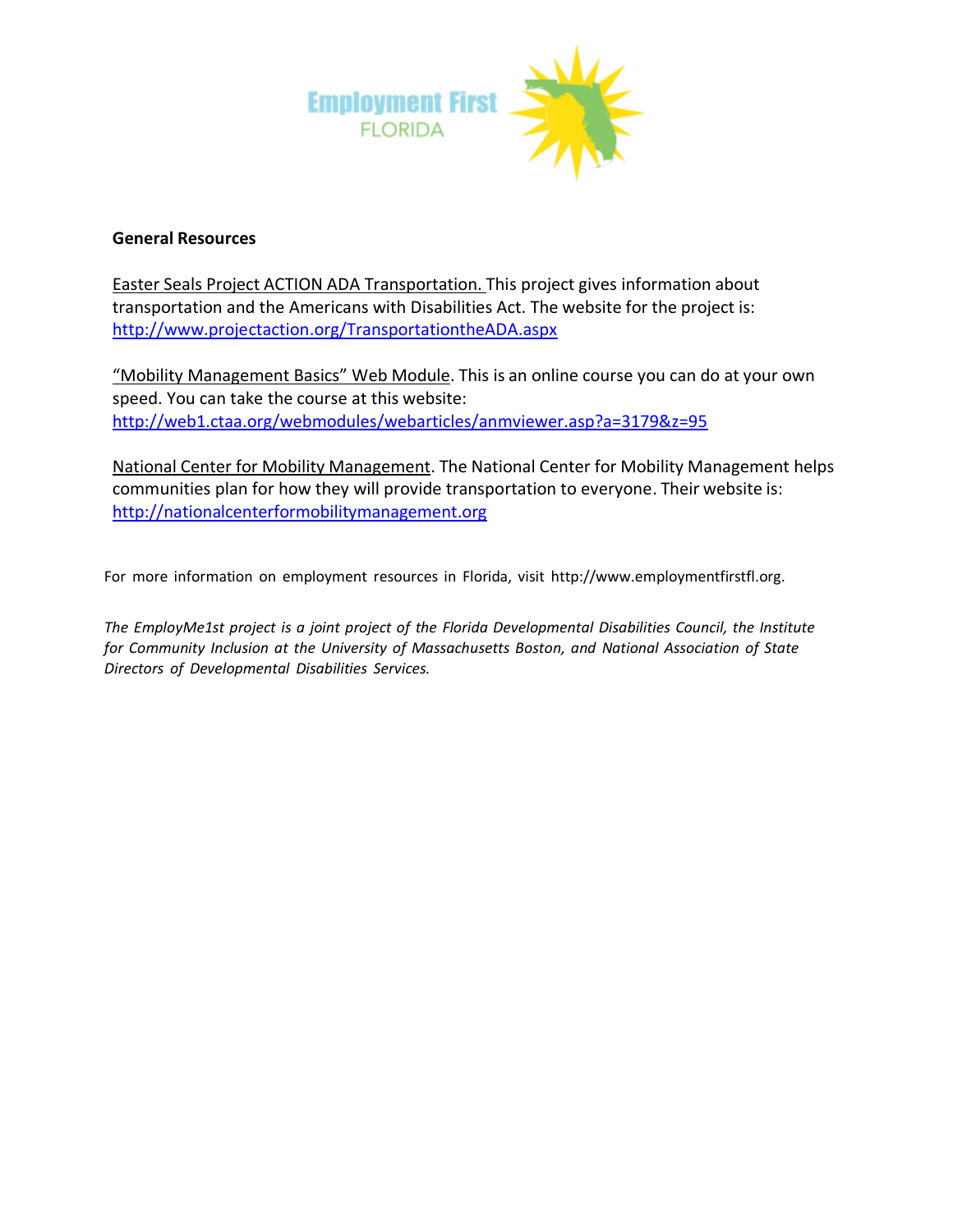**General Resources**

Easter Seals Project ACTION ADA Transportation. This project gives information about transportation and the Americans with Disabilities Act. The website for the project is: http://www.projectaction.org/TransportationtheADA.aspx

"Mobility Management Basics" Web Module. This is an online course you can do at your own speed. You can take the course at this website: http://web1.ctaa.org/webmodules/webarticles/anmviewer.asp?a=3179&z=95

National Center for Mobility Management. The National Center for Mobility Management helps communities plan for how they will provide transportation to everyone. Their website is: http://nationalcenterformobilitymanagement.org

For more information on employment resources in Florida, visit http://www.employmentfirstfl.org.

*The EmployMe1st project is a joint project of the Florida Developmental Disabilities Council, the Institute for Community Inclusion at the University of Massachusetts Boston, and National Association of State Directors of Developmental Disabilities Services.*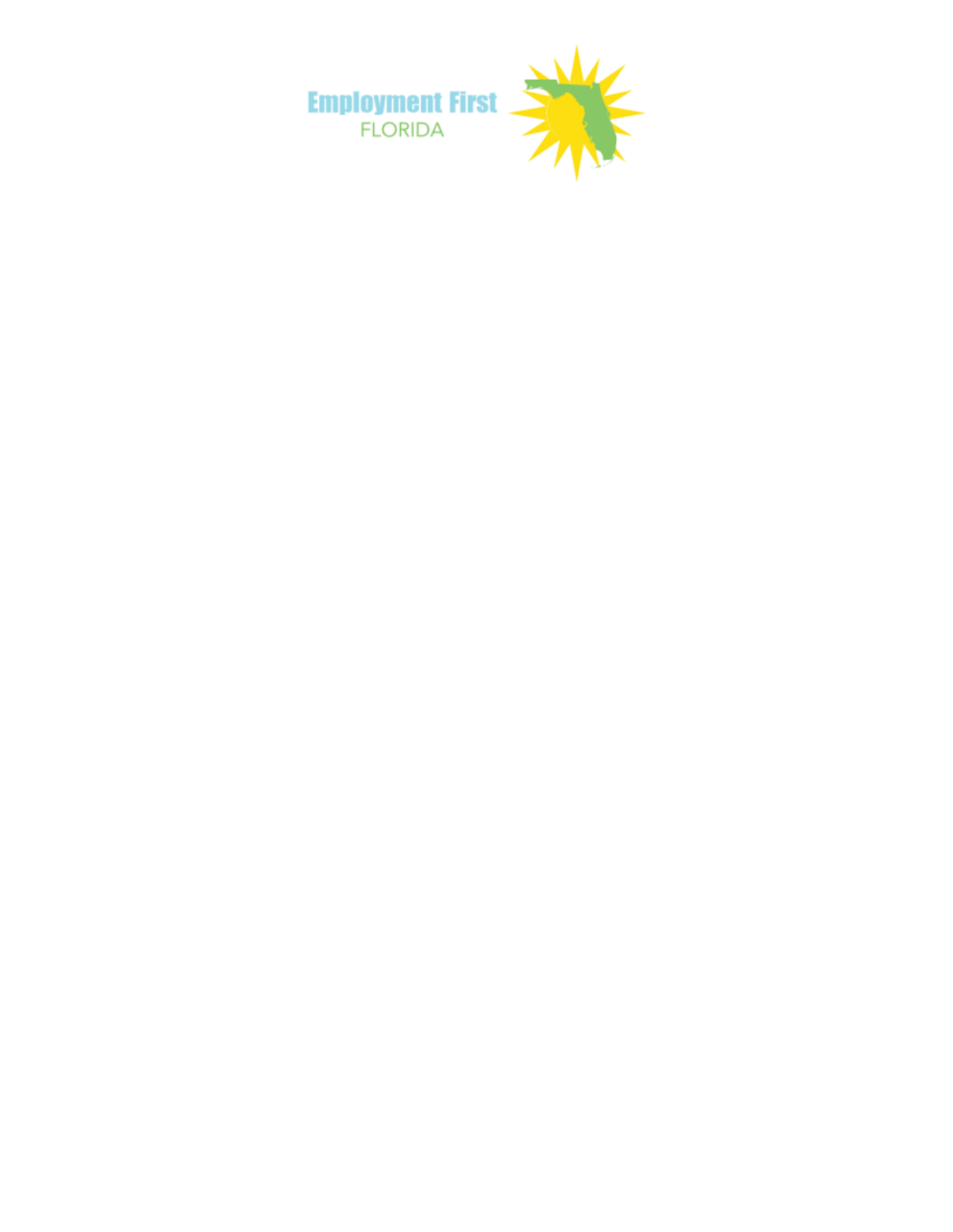Employment First

FLORIDA